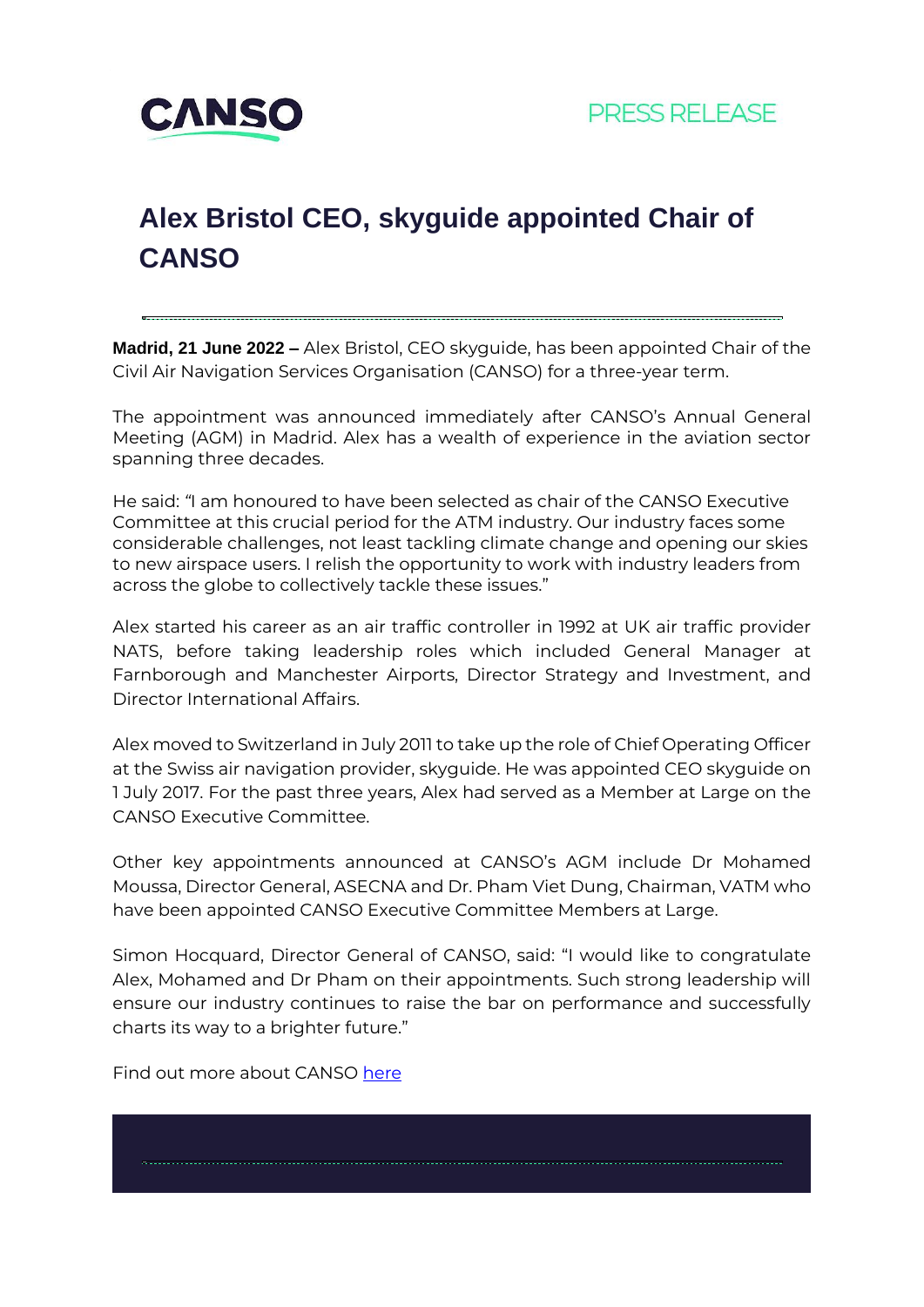CANSO

PRESS RELEASE

# Alex Bristol CEO, skyguide appointed Chair of CANSO

**Madrid, 21 June 2022 –** Alex Bristol, CEO skyguide, has been appointed Chair of the Civil Air Navigation Services Organisation (CANSO) for a three-year term.

The appointment was announced immediately after CANSO's Annual General Meeting (AGM) in Madrid. Alex has a wealth of experience in the aviation sector spanning three decades.

He said: "I am honoured to have been selected as chair of the CANSO Executive Committee at this crucial period for the ATM industry. Our industry faces some considerable challenges, not least tackling climate change and opening our skies to new airspace users. I relish the opportunity to work with industry leaders from across the globe to collectively tackle these issues."

Alex started his career as an air traffic controller in 1992 at UK air traffic provider NATS, before taking leadership roles which included General Manager at Farnborough and Manchester Airports, Director Strategy and Investment, and Director International Affairs.

Alex moved to Switzerland in July 2011 to take up the role of Chief Operating Officer at the Swiss air navigation provider, skyguide. He was appointed CEO skyguide on 1 July 2017. For the past three years, Alex had served as a Member at Large on the CANSO Executive Committee.

Other key appointments announced at CANSO's AGM include Dr Mohamed Moussa, Director General, ASECNA and Dr. Pham Viet Dung, Chairman, VATM who have been appointed CANSO Executive Committee Members at Large.

Simon Hocquard, Director General of CANSO, said: "I would like to congratulate Alex, Mohamed and Dr Pham on their appointments. Such strong leadership will ensure our industry continues to raise the bar on performance and successfully charts its way to a brighter future."

Find out more about CANSO here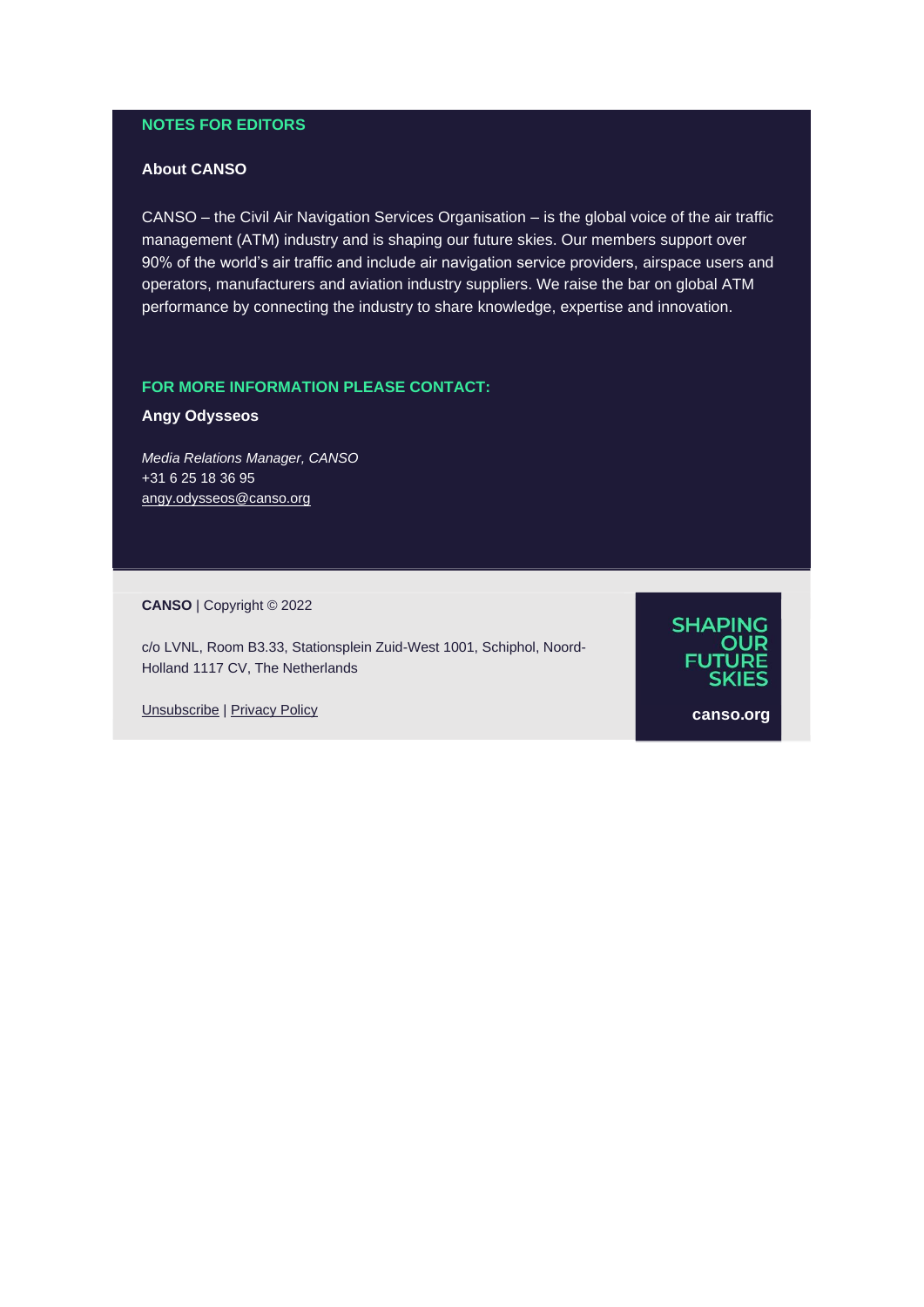## NOTES FOR EDITORS

### About CANSO

CANSO – the Civil Air Navigation Services Organisation – is the global voice of the air traffic management (ATM) industry and is shaping our future skies. Our members support over 90% of the world's air traffic and include air navigation service providers, airspace users and operators, manufacturers and aviation industry suppliers. We raise the bar on global ATM performance by connecting the industry to share knowledge, expertise and innovation.

## FOR MORE INFORMATION PLEASE CONTACT:

**Angy Odysseos**

*Media Relations Manager, CANSO*
+31 6 25 18 36 95
angy.odysseos@canso.org

**CANSO** | Copyright © 2022

c/o LVNL, Room B3.33, Stationsplein Zuid-West 1001, Schiphol, Noord-Holland 1117 CV, The Netherlands

Unsubscribe | Privacy Policy

SHAPING OUR FUTURE SKIES

**canso.org**